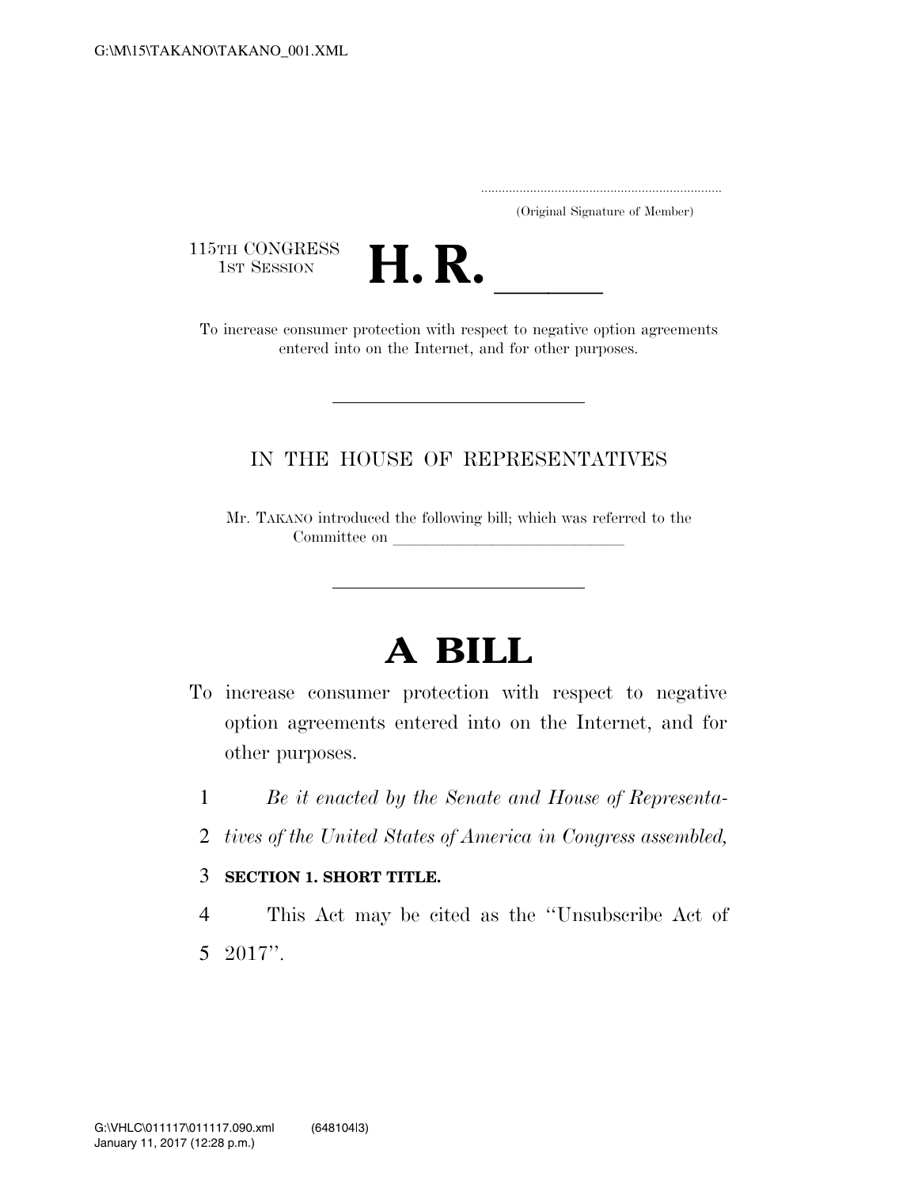G:\M\15\TAKANO\TAKANO_001.XML

.....................................................................
(Original Signature of Member)

115TH CONGRESS
1ST SESSION

# H. R. \_\_\_\_\_

To increase consumer protection with respect to negative option agreements entered into on the Internet, and for other purposes.

---

IN THE HOUSE OF REPRESENTATIVES

Mr. TAKANO introduced the following bill; which was referred to the Committee on \_\_\_\_\_\_\_\_\_\_\_\_\_\_\_\_\_\_\_\_\_\_\_\_\_\_\_\_\_\_

---

# A BILL

To increase consumer protection with respect to negative option agreements entered into on the Internet, and for other purposes.

1 *Be it enacted by the Senate and House of Representa-*
2 *tives of the United States of America in Congress assembled,*

3 **SECTION 1. SHORT TITLE.**

4 This Act may be cited as the "Unsubscribe Act of
5 2017".

G:\VHLC\011117\011117.090.xml (648104|3)
January 11, 2017 (12:28 p.m.)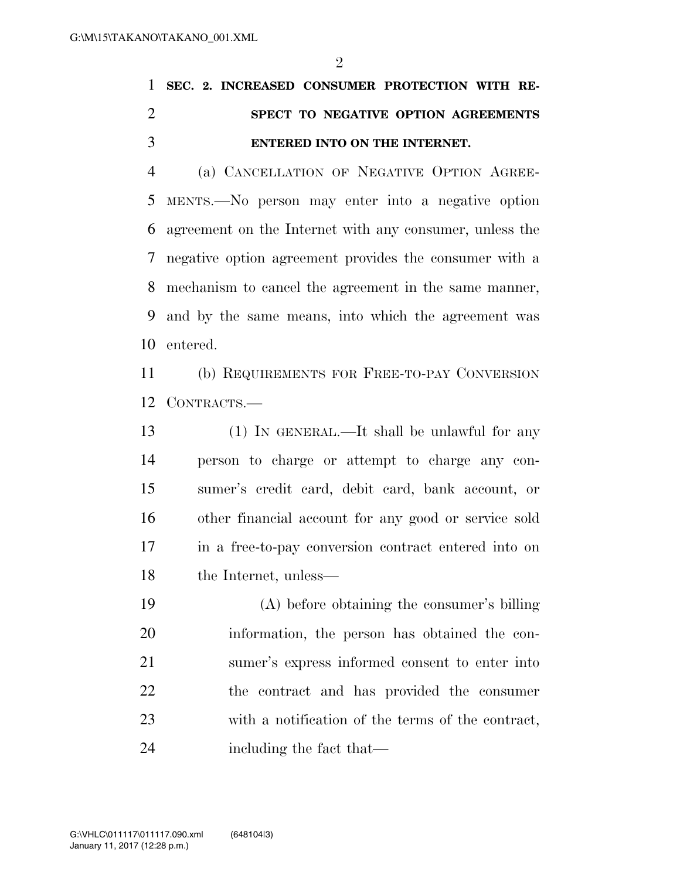**SEC. 2. INCREASED CONSUMER PROTECTION WITH RESPECT TO NEGATIVE OPTION AGREEMENTS ENTERED INTO ON THE INTERNET.**

(a) CANCELLATION OF NEGATIVE OPTION AGREEMENTS.—No person may enter into a negative option agreement on the Internet with any consumer, unless the negative option agreement provides the consumer with a mechanism to cancel the agreement in the same manner, and by the same means, into which the agreement was entered.

(b) REQUIREMENTS FOR FREE-TO-PAY CONVERSION CONTRACTS.—

(1) IN GENERAL.—It shall be unlawful for any person to charge or attempt to charge any consumer's credit card, debit card, bank account, or other financial account for any good or service sold in a free-to-pay conversion contract entered into on the Internet, unless—

(A) before obtaining the consumer's billing information, the person has obtained the consumer's express informed consent to enter into the contract and has provided the consumer with a notification of the terms of the contract, including the fact that—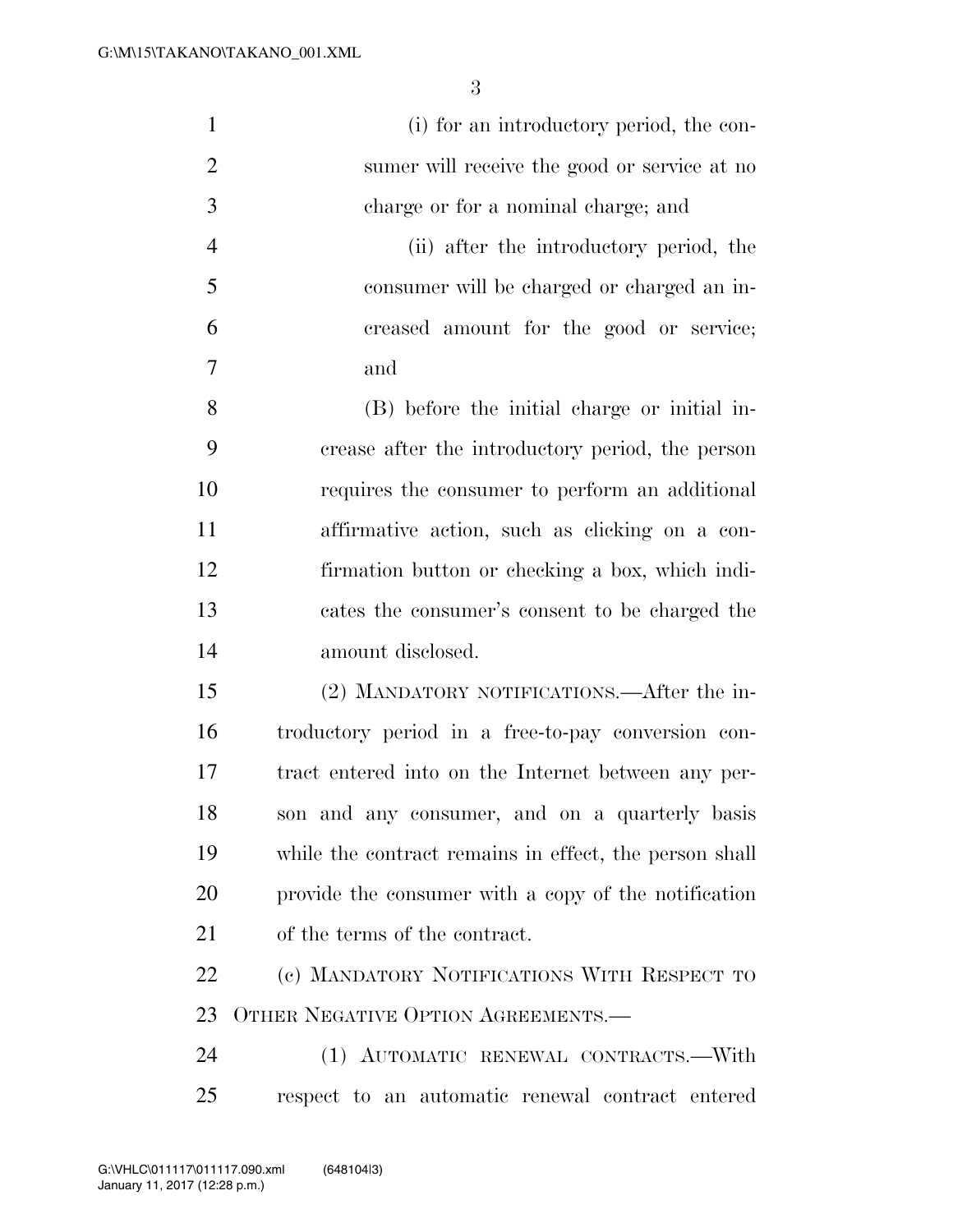(i) for an introductory period, the consumer will receive the good or service at no charge or for a nominal charge; and

(ii) after the introductory period, the consumer will be charged or charged an increased amount for the good or service; and

(B) before the initial charge or initial increase after the introductory period, the person requires the consumer to perform an additional affirmative action, such as clicking on a confirmation button or checking a box, which indicates the consumer's consent to be charged the amount disclosed.

(2) MANDATORY NOTIFICATIONS.—After the introductory period in a free-to-pay conversion contract entered into on the Internet between any person and any consumer, and on a quarterly basis while the contract remains in effect, the person shall provide the consumer with a copy of the notification of the terms of the contract.

(c) MANDATORY NOTIFICATIONS WITH RESPECT TO OTHER NEGATIVE OPTION AGREEMENTS.—

(1) AUTOMATIC RENEWAL CONTRACTS.—With respect to an automatic renewal contract entered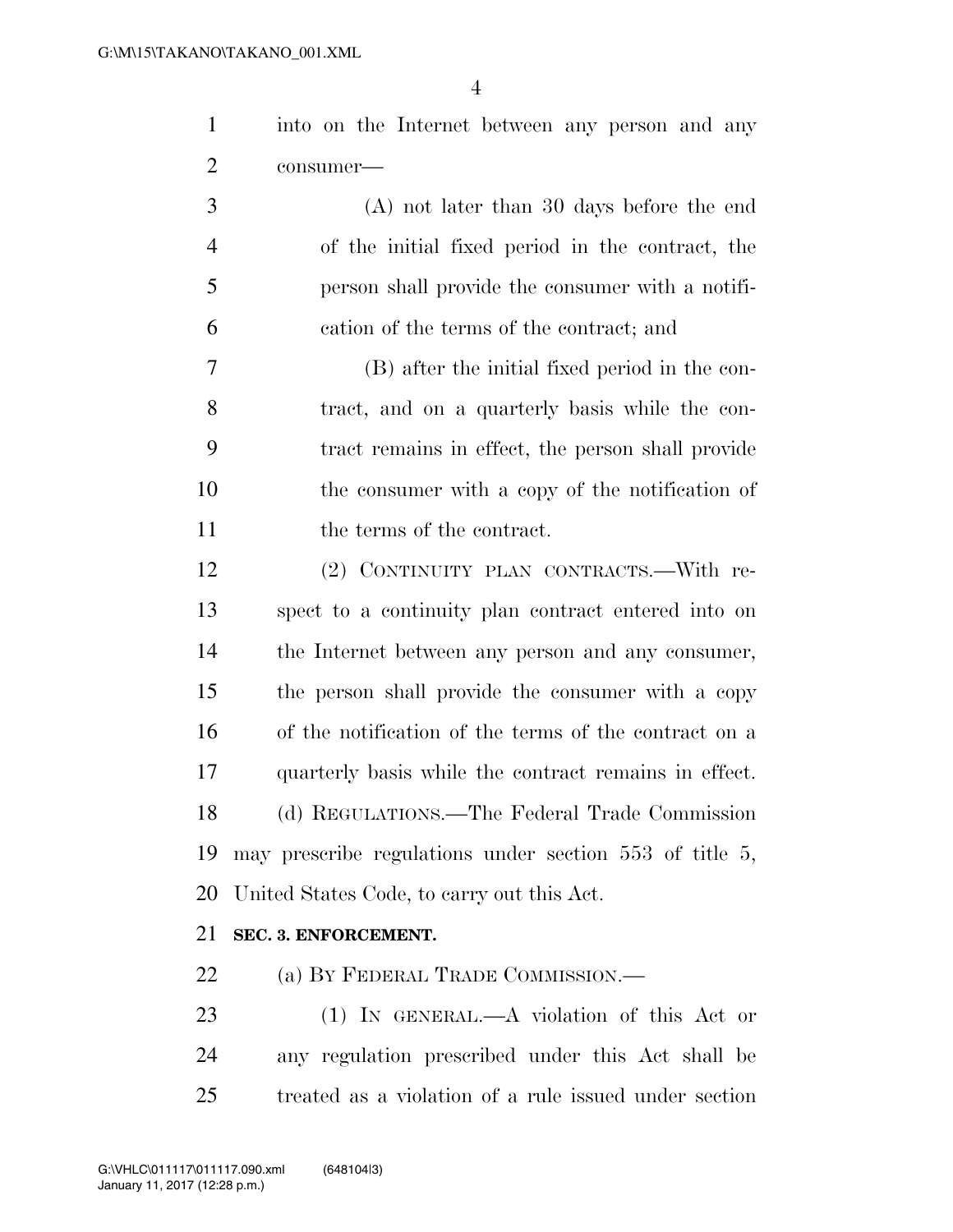into on the Internet between any person and any consumer—

(A) not later than 30 days before the end of the initial fixed period in the contract, the person shall provide the consumer with a notification of the terms of the contract; and

(B) after the initial fixed period in the contract, and on a quarterly basis while the contract remains in effect, the person shall provide the consumer with a copy of the notification of the terms of the contract.

(2) CONTINUITY PLAN CONTRACTS.—With respect to a continuity plan contract entered into on the Internet between any person and any consumer, the person shall provide the consumer with a copy of the notification of the terms of the contract on a quarterly basis while the contract remains in effect.

(d) REGULATIONS.—The Federal Trade Commission may prescribe regulations under section 553 of title 5, United States Code, to carry out this Act.

**SEC. 3. ENFORCEMENT.**

(a) BY FEDERAL TRADE COMMISSION.—

(1) IN GENERAL.—A violation of this Act or any regulation prescribed under this Act shall be treated as a violation of a rule issued under section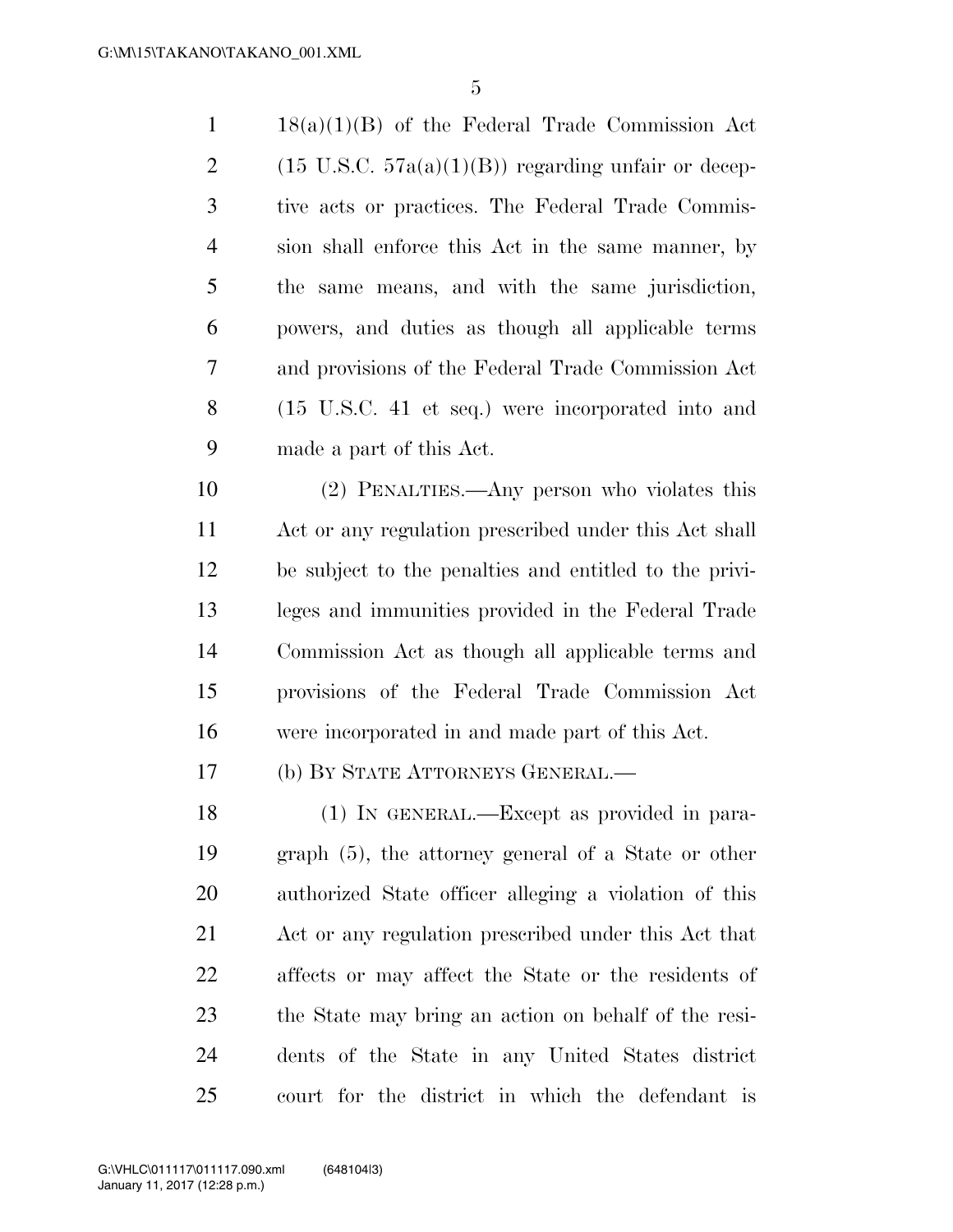18(a)(1)(B) of the Federal Trade Commission Act (15 U.S.C. 57a(a)(1)(B)) regarding unfair or deceptive acts or practices. The Federal Trade Commission shall enforce this Act in the same manner, by the same means, and with the same jurisdiction, powers, and duties as though all applicable terms and provisions of the Federal Trade Commission Act (15 U.S.C. 41 et seq.) were incorporated into and made a part of this Act.

(2) PENALTIES.—Any person who violates this Act or any regulation prescribed under this Act shall be subject to the penalties and entitled to the privileges and immunities provided in the Federal Trade Commission Act as though all applicable terms and provisions of the Federal Trade Commission Act were incorporated in and made part of this Act.

(b) BY STATE ATTORNEYS GENERAL.—

(1) IN GENERAL.—Except as provided in paragraph (5), the attorney general of a State or other authorized State officer alleging a violation of this Act or any regulation prescribed under this Act that affects or may affect the State or the residents of the State may bring an action on behalf of the residents of the State in any United States district court for the district in which the defendant is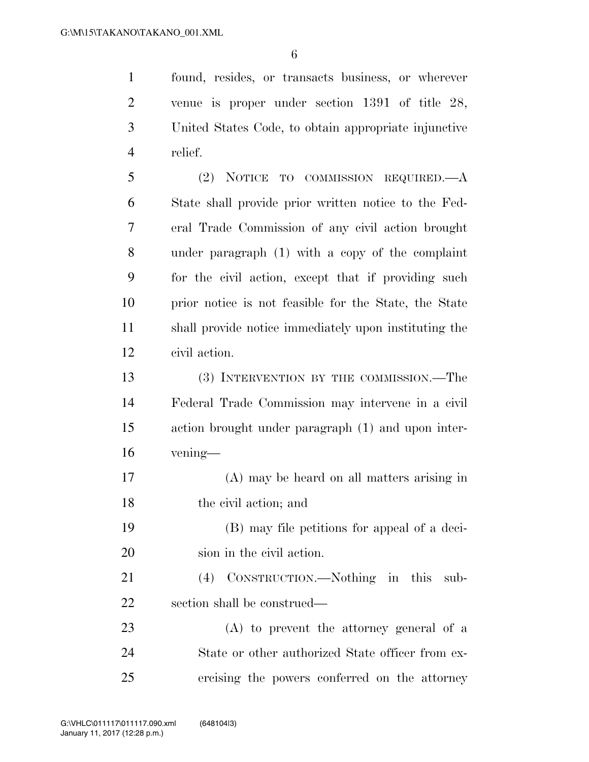found, resides, or transacts business, or wherever venue is proper under section 1391 of title 28, United States Code, to obtain appropriate injunctive relief.

(2) NOTICE TO COMMISSION REQUIRED.—A State shall provide prior written notice to the Federal Trade Commission of any civil action brought under paragraph (1) with a copy of the complaint for the civil action, except that if providing such prior notice is not feasible for the State, the State shall provide notice immediately upon instituting the civil action.

(3) INTERVENTION BY THE COMMISSION.—The Federal Trade Commission may intervene in a civil action brought under paragraph (1) and upon intervening—

(A) may be heard on all matters arising in the civil action; and

(B) may file petitions for appeal of a decision in the civil action.

(4) CONSTRUCTION.—Nothing in this subsection shall be construed—

(A) to prevent the attorney general of a State or other authorized State officer from exercising the powers conferred on the attorney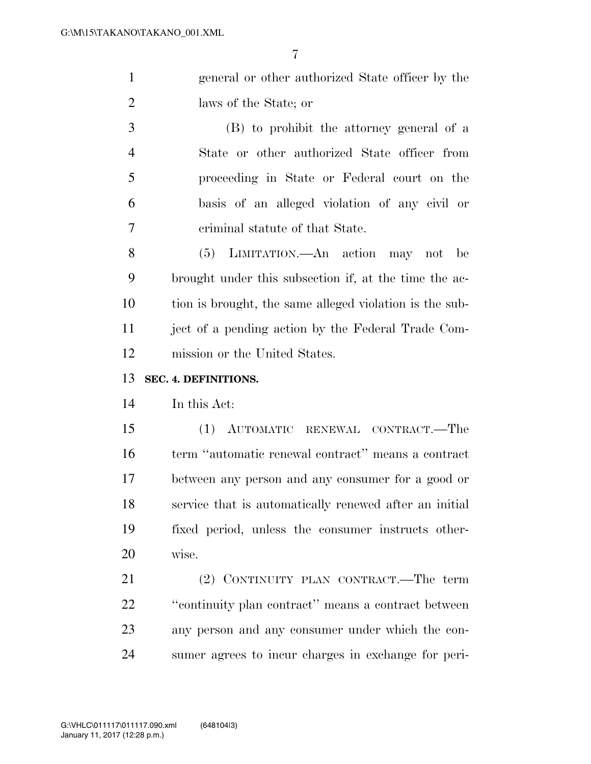general or other authorized State officer by the laws of the State; or

(B) to prohibit the attorney general of a State or other authorized State officer from proceeding in State or Federal court on the basis of an alleged violation of any civil or criminal statute of that State.

(5) LIMITATION.—An action may not be brought under this subsection if, at the time the action is brought, the same alleged violation is the subject of a pending action by the Federal Trade Commission or the United States.

**SEC. 4. DEFINITIONS.**

In this Act:

(1) AUTOMATIC RENEWAL CONTRACT.—The term "automatic renewal contract" means a contract between any person and any consumer for a good or service that is automatically renewed after an initial fixed period, unless the consumer instructs otherwise.

(2) CONTINUITY PLAN CONTRACT.—The term "continuity plan contract" means a contract between any person and any consumer under which the consumer agrees to incur charges in exchange for peri-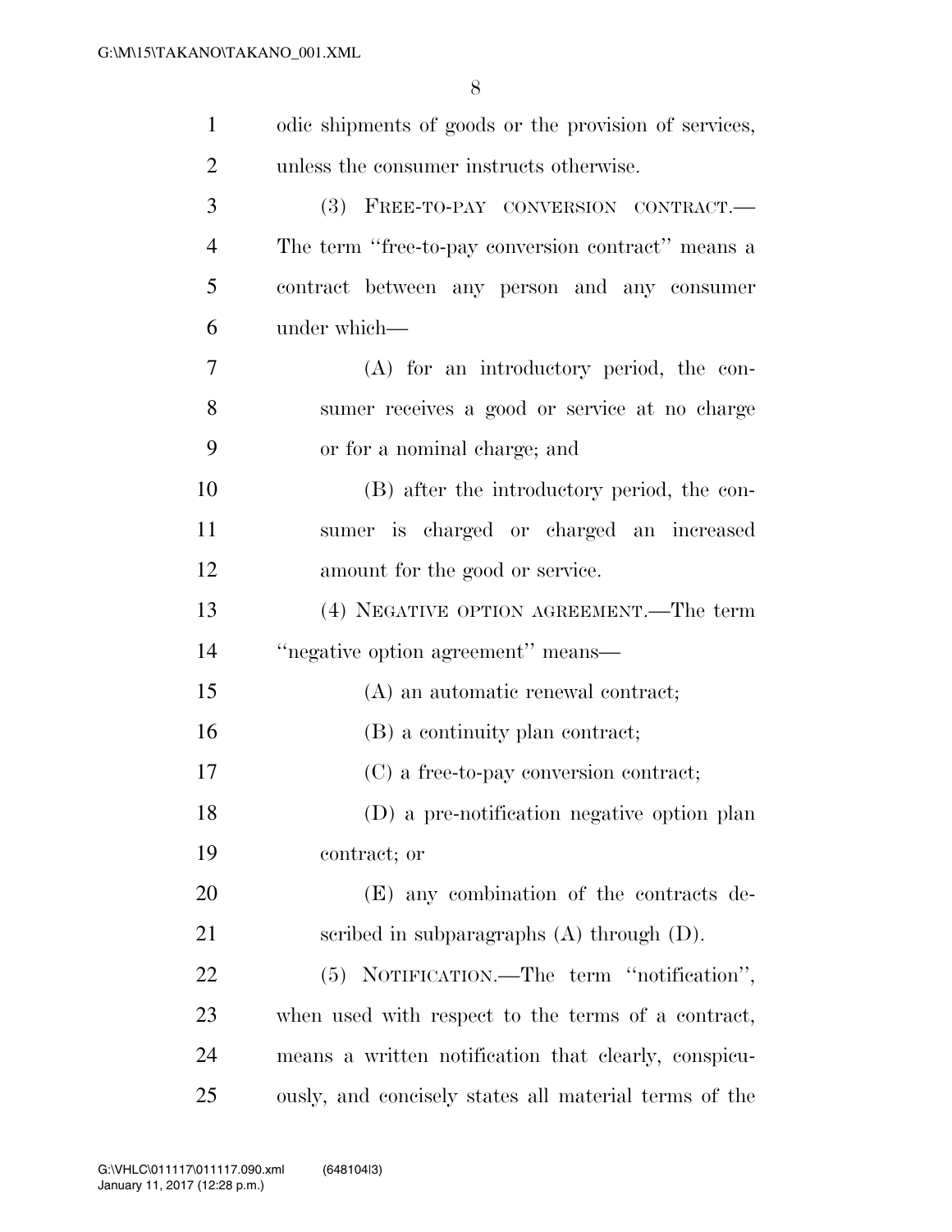odic shipments of goods or the provision of services, unless the consumer instructs otherwise.

(3) FREE-TO-PAY CONVERSION CONTRACT.—The term ''free-to-pay conversion contract'' means a contract between any person and any consumer under which—

(A) for an introductory period, the consumer receives a good or service at no charge or for a nominal charge; and

(B) after the introductory period, the consumer is charged or charged an increased amount for the good or service.

(4) NEGATIVE OPTION AGREEMENT.—The term ''negative option agreement'' means—

(A) an automatic renewal contract;

(B) a continuity plan contract;

(C) a free-to-pay conversion contract;

(D) a pre-notification negative option plan contract; or

(E) any combination of the contracts described in subparagraphs (A) through (D).

(5) NOTIFICATION.—The term ''notification'', when used with respect to the terms of a contract, means a written notification that clearly, conspicuously, and concisely states all material terms of the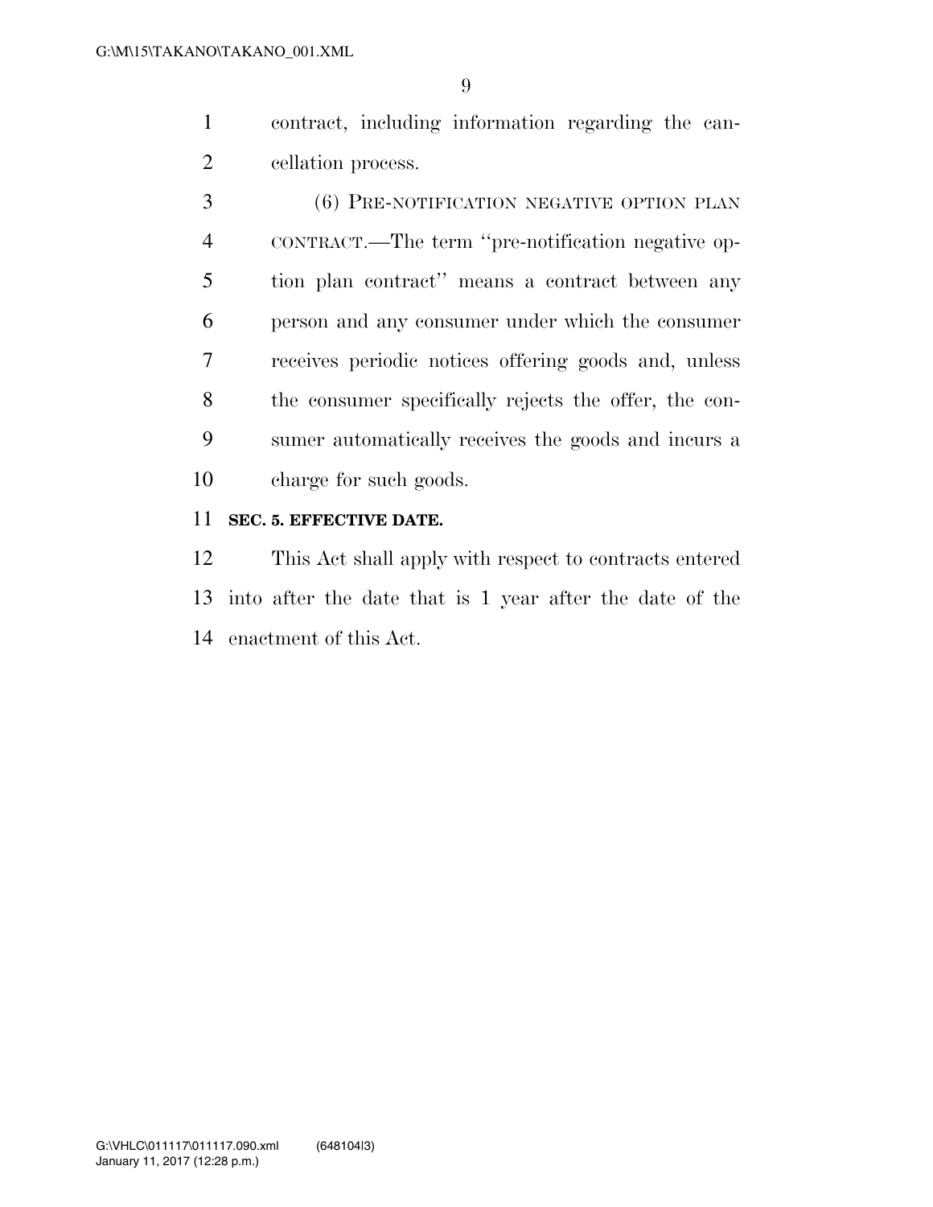contract, including information regarding the cancellation process.

(6) PRE-NOTIFICATION NEGATIVE OPTION PLAN CONTRACT.—The term ''pre-notification negative option plan contract'' means a contract between any person and any consumer under which the consumer receives periodic notices offering goods and, unless the consumer specifically rejects the offer, the consumer automatically receives the goods and incurs a charge for such goods.

**SEC. 5. EFFECTIVE DATE.**

This Act shall apply with respect to contracts entered into after the date that is 1 year after the date of the enactment of this Act.